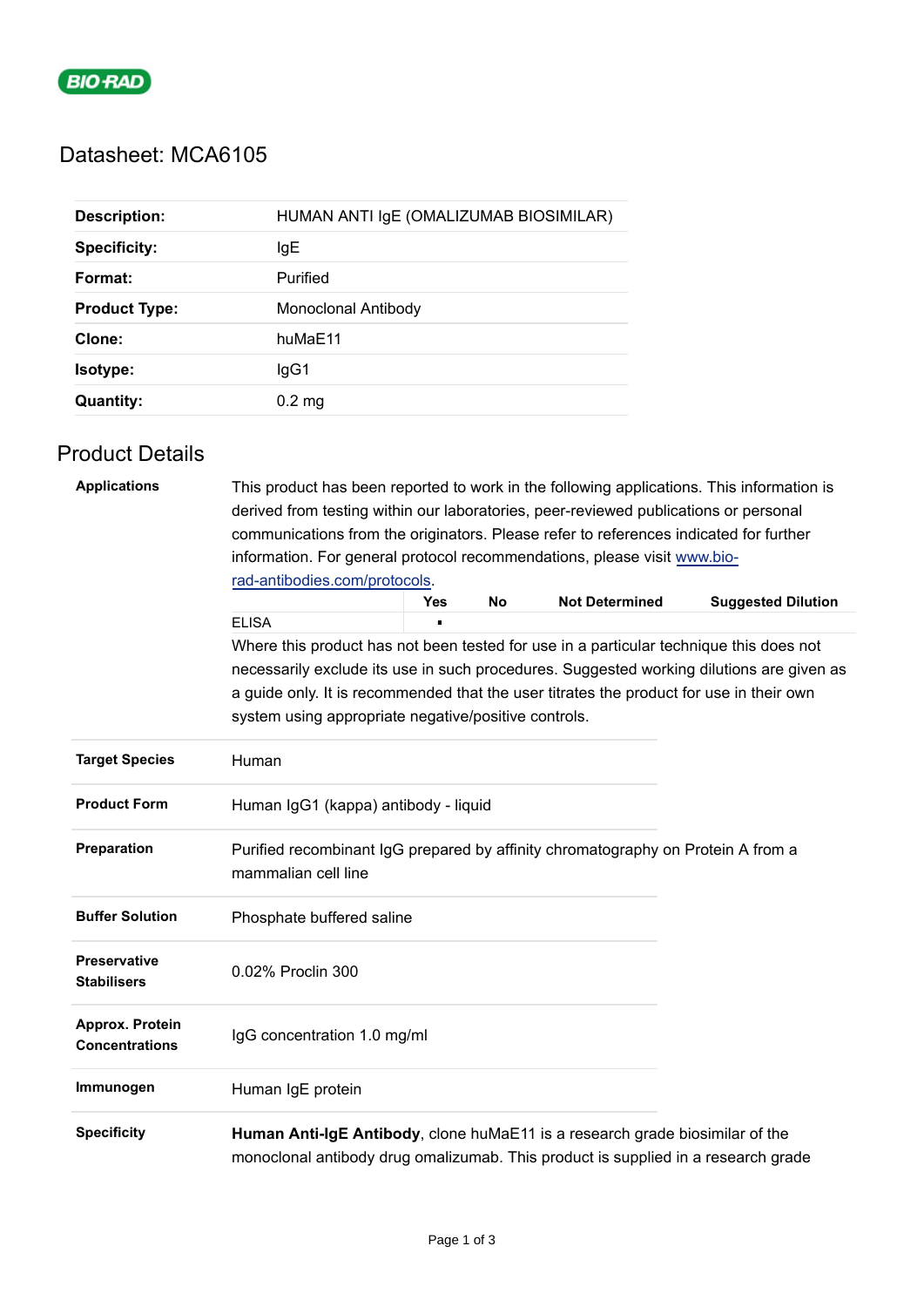BIO-RAD

# Datasheet: MCA6105

| | |
|---|---|
| **Description:** | HUMAN ANTI IgE (OMALIZUMAB BIOSIMILAR) |
| **Specificity:** | IgE |
| **Format:** | Purified |
| **Product Type:** | Monoclonal Antibody |
| **Clone:** | huMaE11 |
| **Isotype:** | IgG1 |
| **Quantity:** | 0.2 mg |

## Product Details

**Applications**

This product has been reported to work in the following applications. This information is derived from testing within our laboratories, peer-reviewed publications or personal communications from the originators. Please refer to references indicated for further information. For general protocol recommendations, please visit www.bio-rad-antibodies.com/protocols.

| | Yes | No | Not Determined | Suggested Dilution |
|---|---|---|---|---|
| ELISA | ▪ | | | |

Where this product has not been tested for use in a particular technique this does not necessarily exclude its use in such procedures. Suggested working dilutions are given as a guide only. It is recommended that the user titrates the product for use in their own system using appropriate negative/positive controls.

| | |
|---|---|
| **Target Species** | Human |
| **Product Form** | Human IgG1 (kappa) antibody - liquid |
| **Preparation** | Purified recombinant IgG prepared by affinity chromatography on Protein A from a mammalian cell line |
| **Buffer Solution** | Phosphate buffered saline |
| **Preservative Stabilisers** | 0.02% Proclin 300 |
| **Approx. Protein Concentrations** | IgG concentration 1.0 mg/ml |
| **Immunogen** | Human IgE protein |
| **Specificity** | **Human Anti-IgE Antibody**, clone huMaE11 is a research grade biosimilar of the monoclonal antibody drug omalizumab. This product is supplied in a research grade |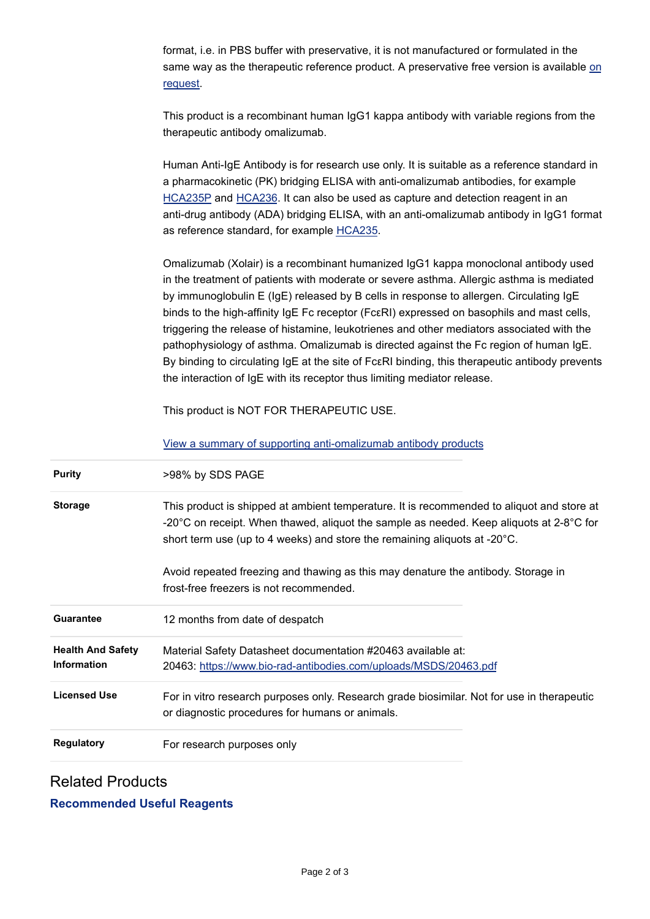format, i.e. in PBS buffer with preservative, it is not manufactured or formulated in the same way as the therapeutic reference product. A preservative free version is available on request.

This product is a recombinant human IgG1 kappa antibody with variable regions from the therapeutic antibody omalizumab.

Human Anti-IgE Antibody is for research use only. It is suitable as a reference standard in a pharmacokinetic (PK) bridging ELISA with anti-omalizumab antibodies, for example HCA235P and HCA236. It can also be used as capture and detection reagent in an anti-drug antibody (ADA) bridging ELISA, with an anti-omalizumab antibody in IgG1 format as reference standard, for example HCA235.

Omalizumab (Xolair) is a recombinant humanized IgG1 kappa monoclonal antibody used in the treatment of patients with moderate or severe asthma. Allergic asthma is mediated by immunoglobulin E (IgE) released by B cells in response to allergen. Circulating IgE binds to the high-affinity IgE Fc receptor (FcεRI) expressed on basophils and mast cells, triggering the release of histamine, leukotrienes and other mediators associated with the pathophysiology of asthma. Omalizumab is directed against the Fc region of human IgE. By binding to circulating IgE at the site of FcεRI binding, this therapeutic antibody prevents the interaction of IgE with its receptor thus limiting mediator release.

This product is NOT FOR THERAPEUTIC USE.

View a summary of supporting anti-omalizumab antibody products

| | |
|---|---|
| **Purity** | >98% by SDS PAGE |
| **Storage** | This product is shipped at ambient temperature. It is recommended to aliquot and store at -20°C on receipt. When thawed, aliquot the sample as needed. Keep aliquots at 2-8°C for short term use (up to 4 weeks) and store the remaining aliquots at -20°C.<br><br>Avoid repeated freezing and thawing as this may denature the antibody. Storage in frost-free freezers is not recommended. |
| **Guarantee** | 12 months from date of despatch |
| **Health And Safety Information** | Material Safety Datasheet documentation #20463 available at:<br>20463: https://www.bio-rad-antibodies.com/uploads/MSDS/20463.pdf |
| **Licensed Use** | For in vitro research purposes only. Research grade biosimilar. Not for use in therapeutic or diagnostic procedures for humans or animals. |
| **Regulatory** | For research purposes only |

## Related Products

### Recommended Useful Reagents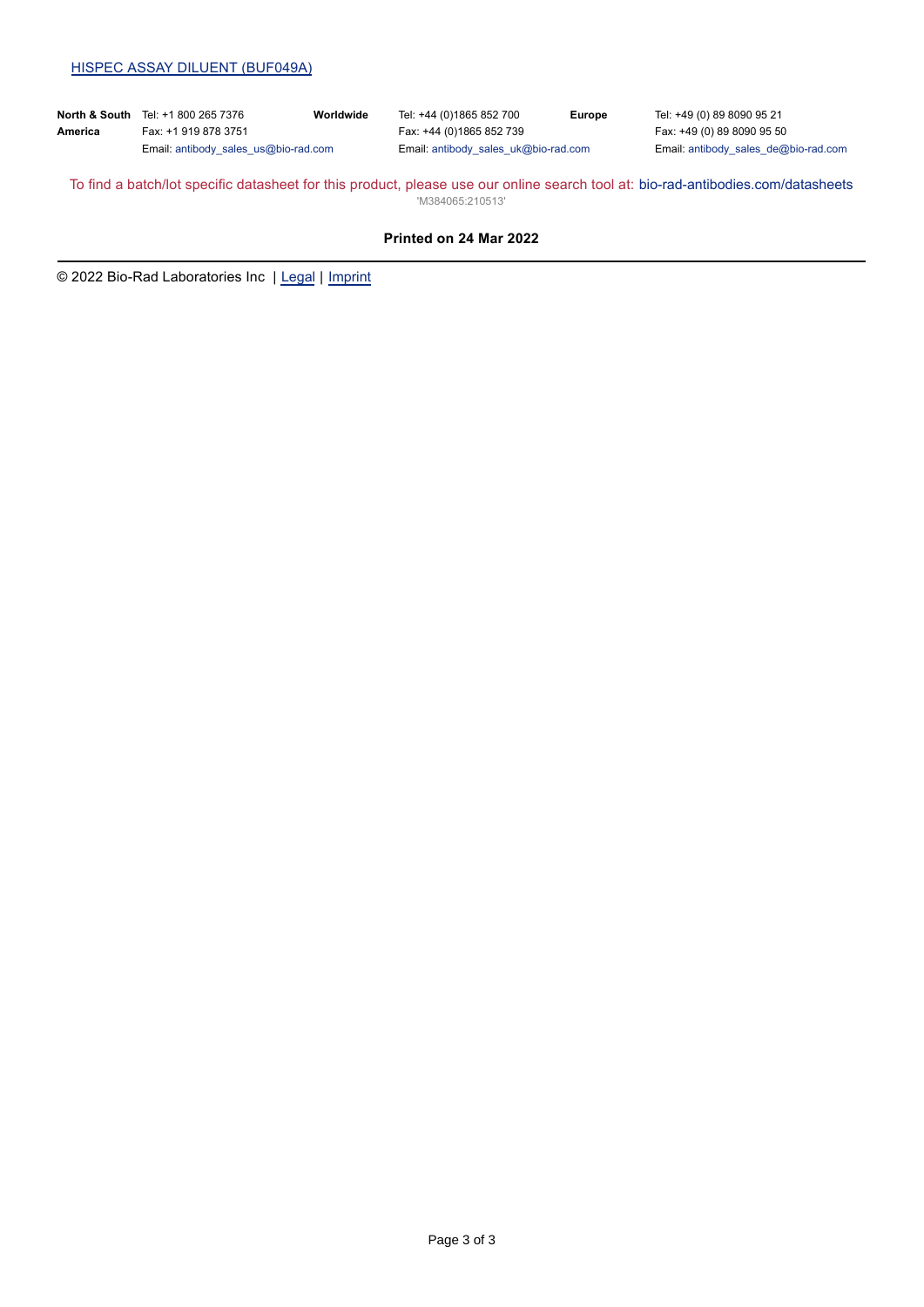HISPEC ASSAY DILUENT (BUF049A)

| | | | | | |
|---|---|---|---|---|---|
| **North & South America** | Tel: +1 800 265 7376<br>Fax: +1 919 878 3751<br>Email: antibody_sales_us@bio-rad.com | **Worldwide** | Tel: +44 (0)1865 852 700<br>Fax: +44 (0)1865 852 739<br>Email: antibody_sales_uk@bio-rad.com | **Europe** | Tel: +49 (0) 89 8090 95 21<br>Fax: +49 (0) 89 8090 95 50<br>Email: antibody_sales_de@bio-rad.com |

To find a batch/lot specific datasheet for this product, please use our online search tool at: bio-rad-antibodies.com/datasheets

'M384065:210513'

**Printed on 24 Mar 2022**

© 2022 Bio-Rad Laboratories Inc | Legal | Imprint